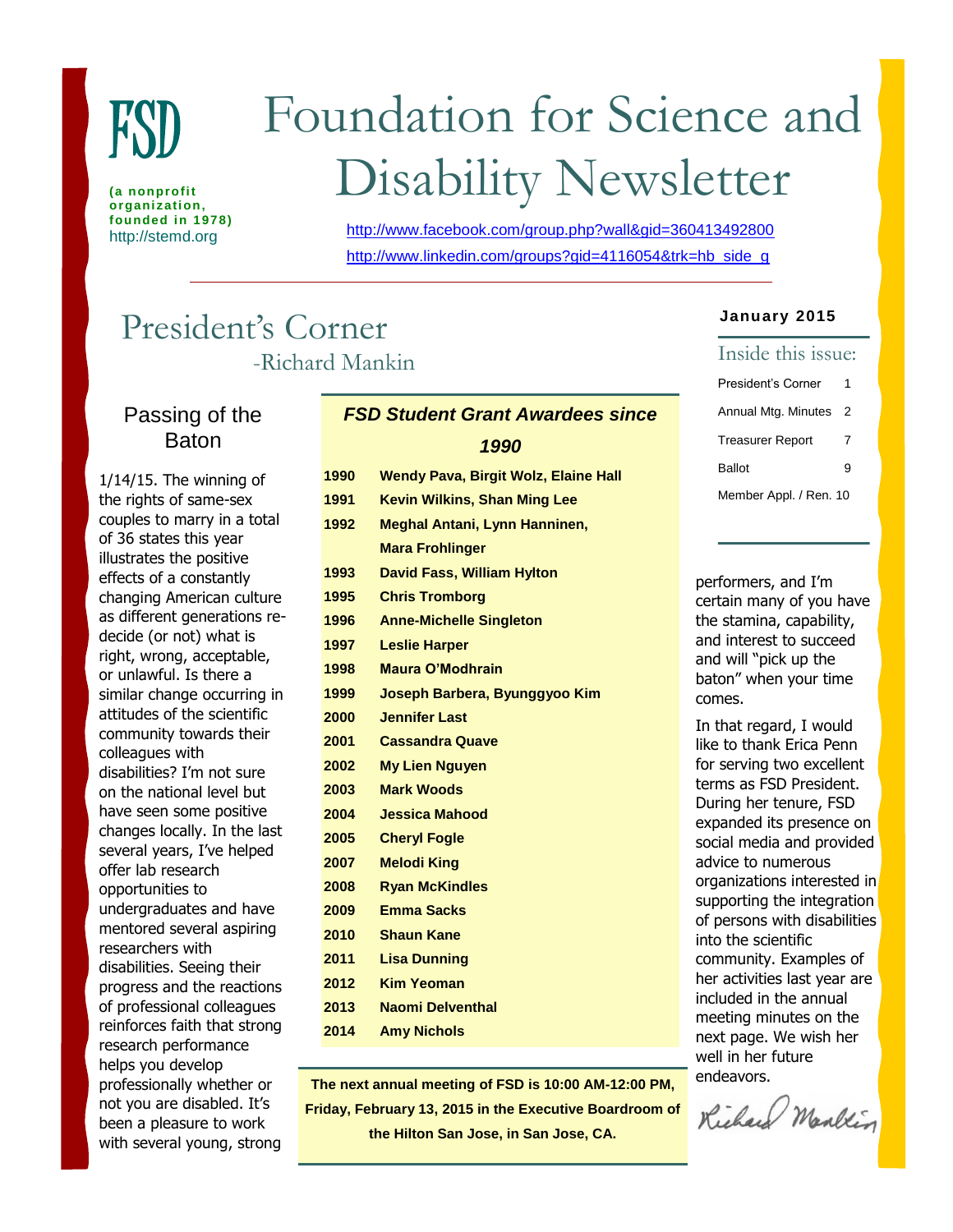# FSD

**(a nonprofit organization, founded in 1978)**
http://stemd.org

# Foundation for Science and Disability Newsletter

http://www.facebook.com/group.php?wall&gid=360413492800
http://www.linkedin.com/groups?gid=4116054&trk=hb_side_g

**January 2015**

### Inside this issue:

| | |
|---|---|
| President's Corner | 1 |
| Annual Mtg. Minutes | 2 |
| Treasurer Report | 7 |
| Ballot | 9 |
| Member Appl. / Ren. | 10 |

## President's Corner

-Richard Mankin

### Passing of the Baton

1/14/15. The winning of the rights of same-sex couples to marry in a total of 36 states this year illustrates the positive effects of a constantly changing American culture as different generations re-decide (or not) what is right, wrong, acceptable, or unlawful. Is there a similar change occurring in attitudes of the scientific community towards their colleagues with disabilities? I'm not sure on the national level but have seen some positive changes locally. In the last several years, I've helped offer lab research opportunities to undergraduates and have mentored several aspiring researchers with disabilities. Seeing their progress and the reactions of professional colleagues reinforces faith that strong research performance helps you develop professionally whether or not you are disabled. It's been a pleasure to work with several young, strong performers, and I'm certain many of you have the stamina, capability, and interest to succeed and will "pick up the baton" when your time comes.

In that regard, I would like to thank Erica Penn for serving two excellent terms as FSD President. During her tenure, FSD expanded its presence on social media and provided advice to numerous organizations interested in supporting the integration of persons with disabilities into the scientific community. Examples of her activities last year are included in the annual meeting minutes on the next page. We wish her well in her future endeavors.

Richard Mankin

### *FSD Student Grant Awardees since 1990*

| | |
|---|---|
| **1990** | **Wendy Pava, Birgit Wolz, Elaine Hall** |
| **1991** | **Kevin Wilkins, Shan Ming Lee** |
| **1992** | **Meghal Antani, Lynn Hanninen, Mara Frohlinger** |
| **1993** | **David Fass, William Hylton** |
| **1995** | **Chris Tromborg** |
| **1996** | **Anne-Michelle Singleton** |
| **1997** | **Leslie Harper** |
| **1998** | **Maura O'Modhrain** |
| **1999** | **Joseph Barbera, Byunggyoo Kim** |
| **2000** | **Jennifer Last** |
| **2001** | **Cassandra Quave** |
| **2002** | **My Lien Nguyen** |
| **2003** | **Mark Woods** |
| **2004** | **Jessica Mahood** |
| **2005** | **Cheryl Fogle** |
| **2007** | **Melodi King** |
| **2008** | **Ryan McKindles** |
| **2009** | **Emma Sacks** |
| **2010** | **Shaun Kane** |
| **2011** | **Lisa Dunning** |
| **2012** | **Kim Yeoman** |
| **2013** | **Naomi Delventhal** |
| **2014** | **Amy Nichols** |

**The next annual meeting of FSD is 10:00 AM-12:00 PM, Friday, February 13, 2015 in the Executive Boardroom of the Hilton San Jose, in San Jose, CA.**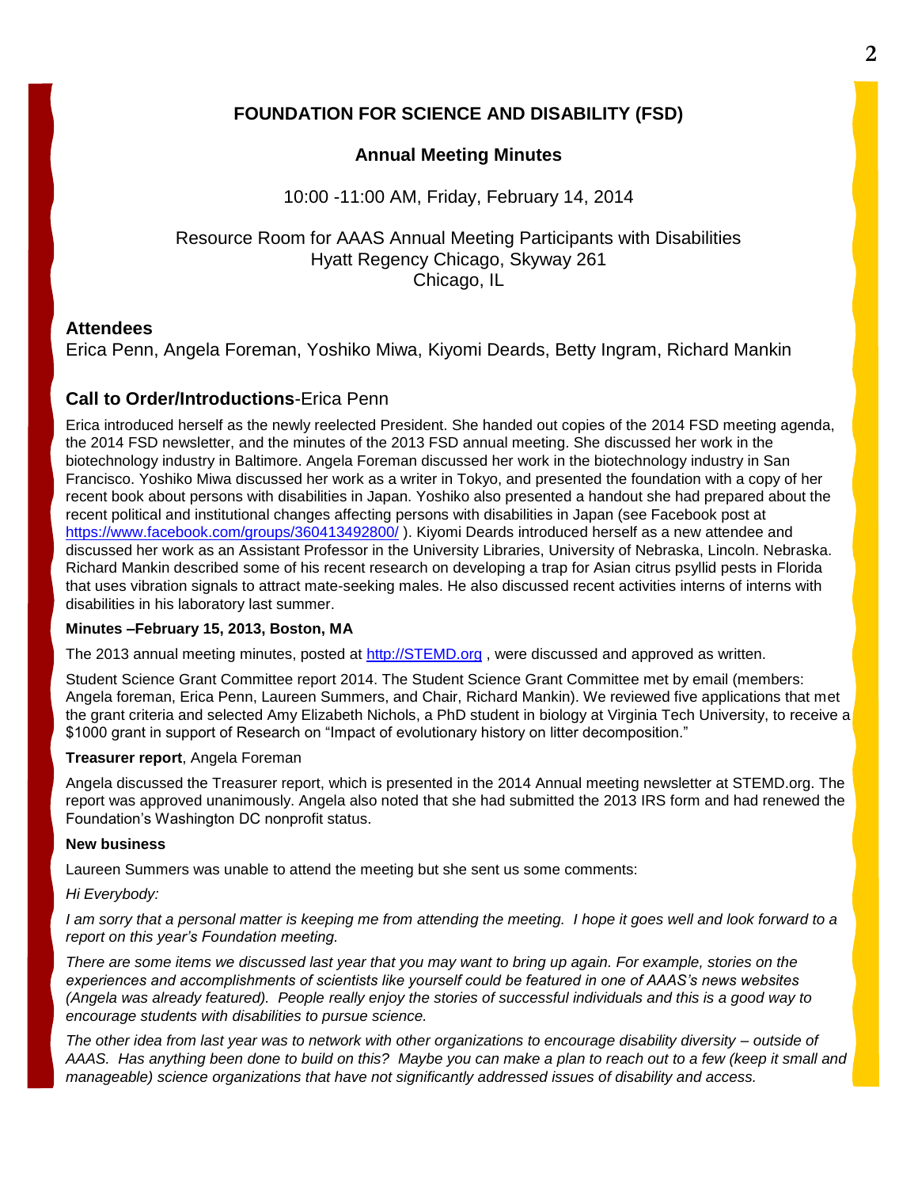# FOUNDATION FOR SCIENCE AND DISABILITY (FSD)

## Annual Meeting Minutes

10:00 -11:00 AM, Friday, February 14, 2014

Resource Room for AAAS Annual Meeting Participants with Disabilities
Hyatt Regency Chicago, Skyway 261
Chicago, IL

### Attendees

Erica Penn, Angela Foreman, Yoshiko Miwa, Kiyomi Deards, Betty Ingram, Richard Mankin

### Call to Order/Introductions-Erica Penn

Erica introduced herself as the newly reelected President. She handed out copies of the 2014 FSD meeting agenda, the 2014 FSD newsletter, and the minutes of the 2013 FSD annual meeting. She discussed her work in the biotechnology industry in Baltimore. Angela Foreman discussed her work in the biotechnology industry in San Francisco. Yoshiko Miwa discussed her work as a writer in Tokyo, and presented the foundation with a copy of her recent book about persons with disabilities in Japan. Yoshiko also presented a handout she had prepared about the recent political and institutional changes affecting persons with disabilities in Japan (see Facebook post at https://www.facebook.com/groups/360413492800/ ). Kiyomi Deards introduced herself as a new attendee and discussed her work as an Assistant Professor in the University Libraries, University of Nebraska, Lincoln. Nebraska. Richard Mankin described some of his recent research on developing a trap for Asian citrus psyllid pests in Florida that uses vibration signals to attract mate-seeking males. He also discussed recent activities interns of interns with disabilities in his laboratory last summer.

**Minutes –February 15, 2013, Boston, MA**

The 2013 annual meeting minutes, posted at http://STEMD.org , were discussed and approved as written.

Student Science Grant Committee report 2014. The Student Science Grant Committee met by email (members: Angela foreman, Erica Penn, Laureen Summers, and Chair, Richard Mankin). We reviewed five applications that met the grant criteria and selected Amy Elizabeth Nichols, a PhD student in biology at Virginia Tech University, to receive a $1000 grant in support of Research on "Impact of evolutionary history on litter decomposition."

**Treasurer report**, Angela Foreman

Angela discussed the Treasurer report, which is presented in the 2014 Annual meeting newsletter at STEMD.org. The report was approved unanimously. Angela also noted that she had submitted the 2013 IRS form and had renewed the Foundation's Washington DC nonprofit status.

**New business**

Laureen Summers was unable to attend the meeting but she sent us some comments:

*Hi Everybody:*

*I am sorry that a personal matter is keeping me from attending the meeting. I hope it goes well and look forward to a report on this year's Foundation meeting.*

*There are some items we discussed last year that you may want to bring up again. For example, stories on the experiences and accomplishments of scientists like yourself could be featured in one of AAAS's news websites (Angela was already featured). People really enjoy the stories of successful individuals and this is a good way to encourage students with disabilities to pursue science.*

*The other idea from last year was to network with other organizations to encourage disability diversity – outside of AAAS. Has anything been done to build on this? Maybe you can make a plan to reach out to a few (keep it small and manageable) science organizations that have not significantly addressed issues of disability and access.*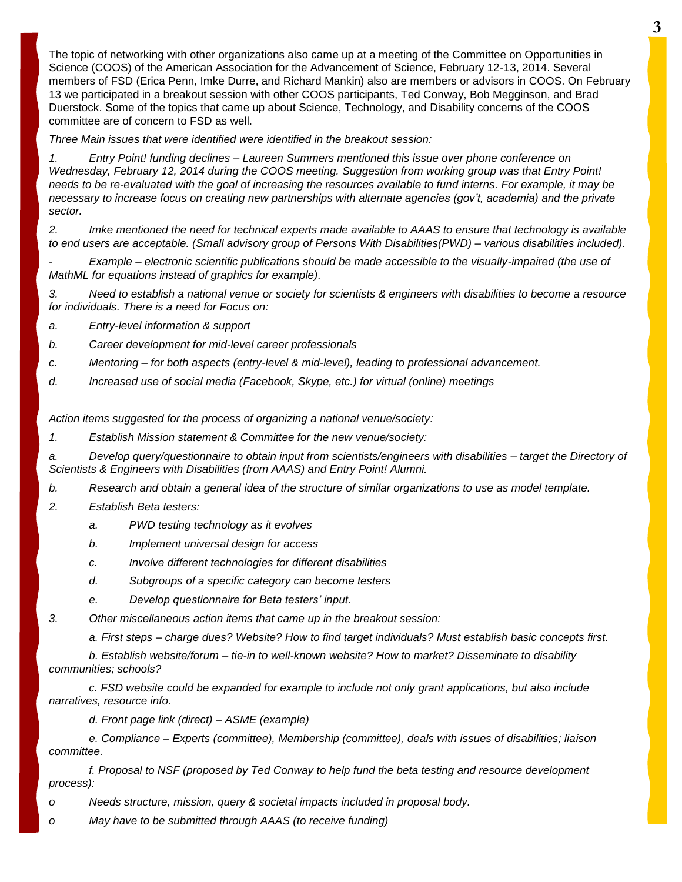The topic of networking with other organizations also came up at a meeting of the Committee on Opportunities in Science (COOS) of the American Association for the Advancement of Science, February 12-13, 2014. Several members of FSD (Erica Penn, Imke Durre, and Richard Mankin) also are members or advisors in COOS. On February 13 we participated in a breakout session with other COOS participants, Ted Conway, Bob Megginson, and Brad Duerstock. Some of the topics that came up about Science, Technology, and Disability concerns of the COOS committee are of concern to FSD as well.

*Three Main issues that were identified were identified in the breakout session:*

*1. Entry Point! funding declines – Laureen Summers mentioned this issue over phone conference on Wednesday, February 12, 2014 during the COOS meeting. Suggestion from working group was that Entry Point! needs to be re-evaluated with the goal of increasing the resources available to fund interns. For example, it may be necessary to increase focus on creating new partnerships with alternate agencies (gov't, academia) and the private sector.*

*2. Imke mentioned the need for technical experts made available to AAAS to ensure that technology is available to end users are acceptable. (Small advisory group of Persons With Disabilities(PWD) – various disabilities included).*

*- Example – electronic scientific publications should be made accessible to the visually-impaired (the use of MathML for equations instead of graphics for example).*

*3. Need to establish a national venue or society for scientists & engineers with disabilities to become a resource for individuals. There is a need for Focus on:*

*a. Entry-level information & support*

*b. Career development for mid-level career professionals*

*c. Mentoring – for both aspects (entry-level & mid-level), leading to professional advancement.*

*d. Increased use of social media (Facebook, Skype, etc.) for virtual (online) meetings*

*Action items suggested for the process of organizing a national venue/society:*

*1. Establish Mission statement & Committee for the new venue/society:*

*a. Develop query/questionnaire to obtain input from scientists/engineers with disabilities – target the Directory of Scientists & Engineers with Disabilities (from AAAS) and Entry Point! Alumni.*

*b. Research and obtain a general idea of the structure of similar organizations to use as model template.*

*2. Establish Beta testers:*

- *a. PWD testing technology as it evolves*
- *b. Implement universal design for access*
- *c. Involve different technologies for different disabilities*
- *d. Subgroups of a specific category can become testers*
- *e. Develop questionnaire for Beta testers' input.*

*3. Other miscellaneous action items that came up in the breakout session:*

*a. First steps – charge dues? Website? How to find target individuals? Must establish basic concepts first.*

*b. Establish website/forum – tie-in to well-known website? How to market? Disseminate to disability communities; schools?*

*c. FSD website could be expanded for example to include not only grant applications, but also include narratives, resource info.*

*d. Front page link (direct) – ASME (example)*

*e. Compliance – Experts (committee), Membership (committee), deals with issues of disabilities; liaison committee.*

*f. Proposal to NSF (proposed by Ted Conway to help fund the beta testing and resource development process):*

- *Needs structure, mission, query & societal impacts included in proposal body.*
- *May have to be submitted through AAAS (to receive funding)*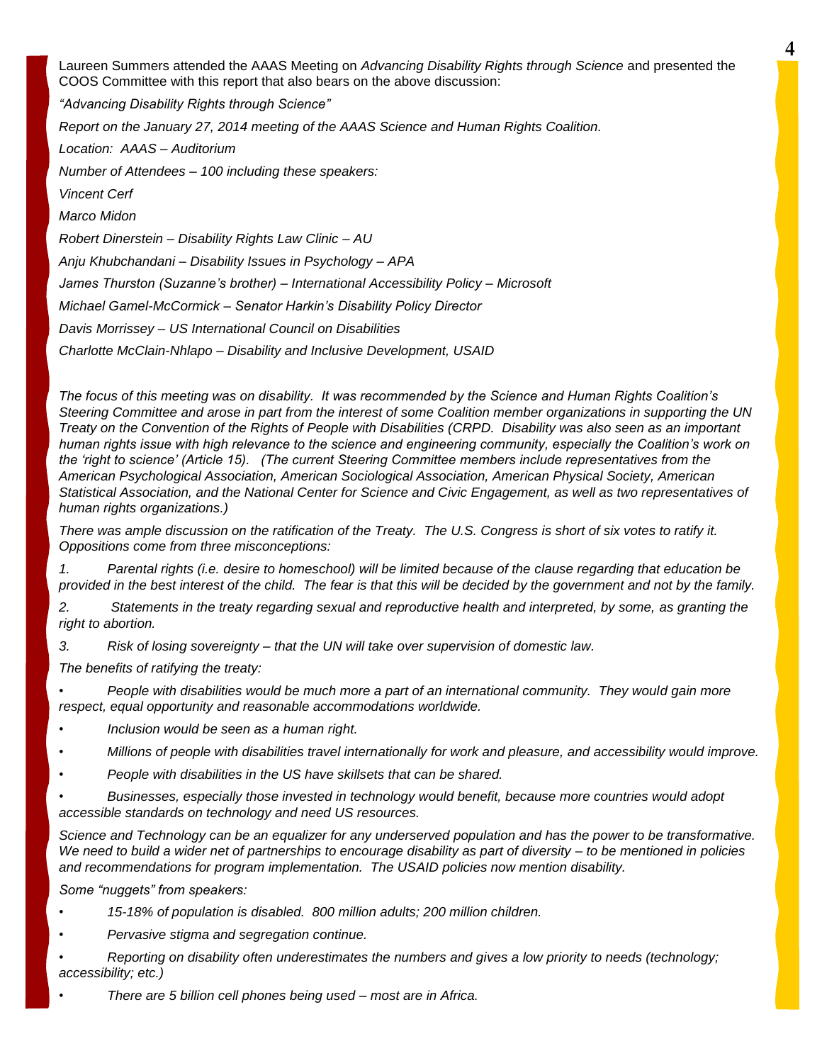Laureen Summers attended the AAAS Meeting on *Advancing Disability Rights through Science* and presented the COOS Committee with this report that also bears on the above discussion:

*"Advancing Disability Rights through Science"*

*Report on the January 27, 2014 meeting of the AAAS Science and Human Rights Coalition.*

*Location: AAAS – Auditorium*

*Number of Attendees – 100 including these speakers:*

*Vincent Cerf*

*Marco Midon*

*Robert Dinerstein – Disability Rights Law Clinic – AU*

*Anju Khubchandani – Disability Issues in Psychology – APA*

*James Thurston (Suzanne's brother) – International Accessibility Policy – Microsoft*

*Michael Gamel-McCormick – Senator Harkin's Disability Policy Director*

*Davis Morrissey – US International Council on Disabilities*

*Charlotte McClain-Nhlapo – Disability and Inclusive Development, USAID*

*The focus of this meeting was on disability. It was recommended by the Science and Human Rights Coalition's Steering Committee and arose in part from the interest of some Coalition member organizations in supporting the UN Treaty on the Convention of the Rights of People with Disabilities (CRPD. Disability was also seen as an important human rights issue with high relevance to the science and engineering community, especially the Coalition's work on the 'right to science' (Article 15). (The current Steering Committee members include representatives from the American Psychological Association, American Sociological Association, American Physical Society, American Statistical Association, and the National Center for Science and Civic Engagement, as well as two representatives of human rights organizations.)*

*There was ample discussion on the ratification of the Treaty. The U.S. Congress is short of six votes to ratify it. Oppositions come from three misconceptions:*

*1. Parental rights (i.e. desire to homeschool) will be limited because of the clause regarding that education be provided in the best interest of the child. The fear is that this will be decided by the government and not by the family.*

*2. Statements in the treaty regarding sexual and reproductive health and interpreted, by some, as granting the right to abortion.*

*3. Risk of losing sovereignty – that the UN will take over supervision of domestic law.*

*The benefits of ratifying the treaty:*

- *People with disabilities would be much more a part of an international community. They would gain more respect, equal opportunity and reasonable accommodations worldwide.*
- *Inclusion would be seen as a human right.*
- *Millions of people with disabilities travel internationally for work and pleasure, and accessibility would improve.*
- *People with disabilities in the US have skillsets that can be shared.*
- *Businesses, especially those invested in technology would benefit, because more countries would adopt accessible standards on technology and need US resources.*

*Science and Technology can be an equalizer for any underserved population and has the power to be transformative. We need to build a wider net of partnerships to encourage disability as part of diversity – to be mentioned in policies and recommendations for program implementation. The USAID policies now mention disability.*

*Some "nuggets" from speakers:*

- *15-18% of population is disabled. 800 million adults; 200 million children.*
- *Pervasive stigma and segregation continue.*
- *Reporting on disability often underestimates the numbers and gives a low priority to needs (technology; accessibility; etc.)*
- *There are 5 billion cell phones being used – most are in Africa.*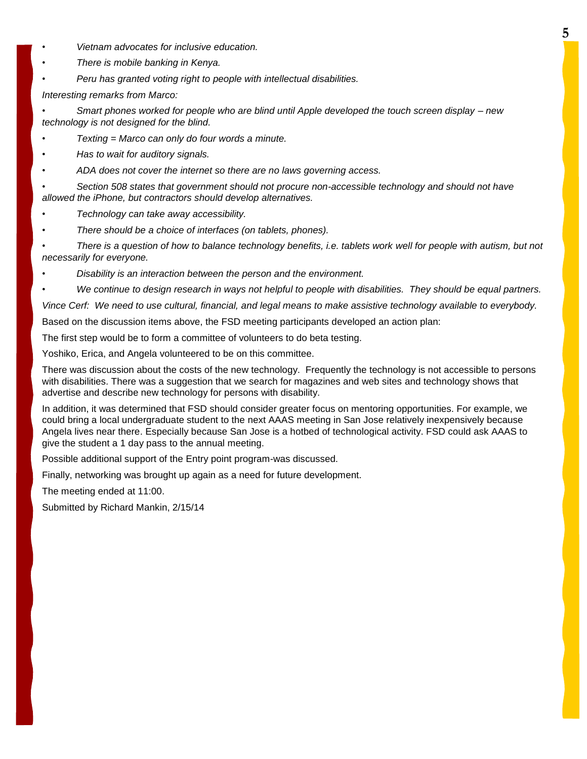- *Vietnam advocates for inclusive education.*
- *There is mobile banking in Kenya.*
- *Peru has granted voting right to people with intellectual disabilities.*

*Interesting remarks from Marco:*

- *Smart phones worked for people who are blind until Apple developed the touch screen display – new technology is not designed for the blind.*
- *Texting = Marco can only do four words a minute.*
- *Has to wait for auditory signals.*
- *ADA does not cover the internet so there are no laws governing access.*
- *Section 508 states that government should not procure non-accessible technology and should not have allowed the iPhone, but contractors should develop alternatives.*
- *Technology can take away accessibility.*
- *There should be a choice of interfaces (on tablets, phones).*
- *There is a question of how to balance technology benefits, i.e. tablets work well for people with autism, but not necessarily for everyone.*
- *Disability is an interaction between the person and the environment.*
- *We continue to design research in ways not helpful to people with disabilities. They should be equal partners.*

*Vince Cerf: We need to use cultural, financial, and legal means to make assistive technology available to everybody.*

Based on the discussion items above, the FSD meeting participants developed an action plan:

The first step would be to form a committee of volunteers to do beta testing.

Yoshiko, Erica, and Angela volunteered to be on this committee.

There was discussion about the costs of the new technology. Frequently the technology is not accessible to persons with disabilities. There was a suggestion that we search for magazines and web sites and technology shows that advertise and describe new technology for persons with disability.

In addition, it was determined that FSD should consider greater focus on mentoring opportunities. For example, we could bring a local undergraduate student to the next AAAS meeting in San Jose relatively inexpensively because Angela lives near there. Especially because San Jose is a hotbed of technological activity. FSD could ask AAAS to give the student a 1 day pass to the annual meeting.

Possible additional support of the Entry point program-was discussed.

Finally, networking was brought up again as a need for future development.

The meeting ended at 11:00.

Submitted by Richard Mankin, 2/15/14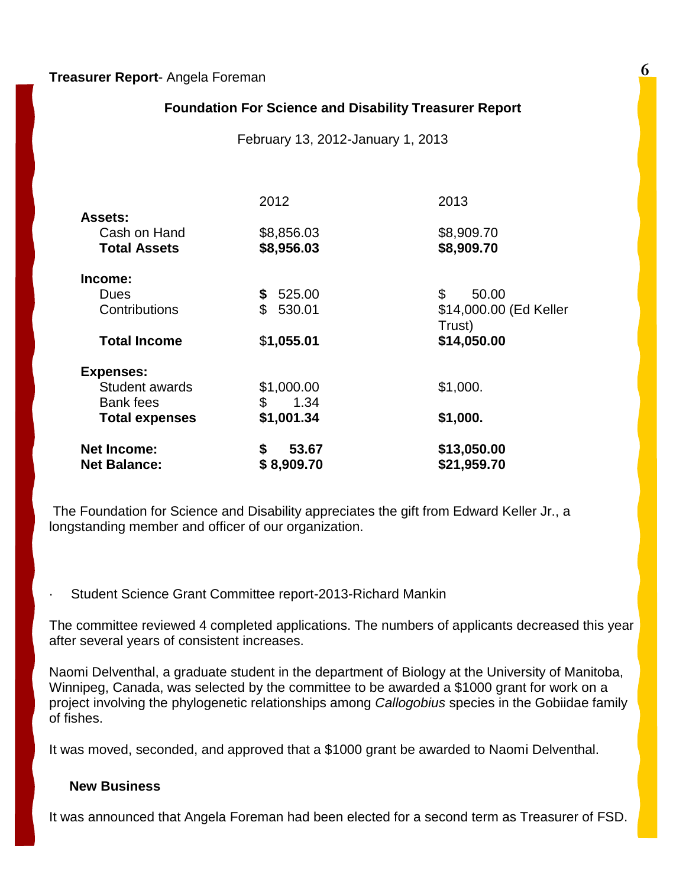**Treasurer Report**- Angela Foreman

**Foundation For Science and Disability Treasurer Report**

February 13, 2012-January 1, 2013

| | 2012 | 2013 |
|---|---|---|
| **Assets:** | | |
| Cash on Hand | $8,856.03 | $8,909.70 |
| **Total Assets** | **$8,956.03** | **$8,909.70** |
| **Income:** | | |
| Dues | **$** 525.00 | $ 50.00 |
| Contributions | $ 530.01 | $14,000.00 (Ed Keller Trust) |
| **Total Income** | $**1,055.01** | **$14,050.00** |
| **Expenses:** | | |
| Student awards | $1,000.00 | $1,000. |
| Bank fees | $ 1.34 | |
| **Total expenses** | **$1,001.34** | **$1,000.** |
| **Net Income:** | **$ 53.67** | **$13,050.00** |
| **Net Balance:** | **$ 8,909.70** | **$21,959.70** |

The Foundation for Science and Disability appreciates the gift from Edward Keller Jr., a longstanding member and officer of our organization.

- Student Science Grant Committee report-2013-Richard Mankin

The committee reviewed 4 completed applications. The numbers of applicants decreased this year after several years of consistent increases.

Naomi Delventhal, a graduate student in the department of Biology at the University of Manitoba, Winnipeg, Canada, was selected by the committee to be awarded a $1000 grant for work on a project involving the phylogenetic relationships among *Callogobius* species in the Gobiidae family of fishes.

It was moved, seconded, and approved that a $1000 grant be awarded to Naomi Delventhal.

**New Business**

It was announced that Angela Foreman had been elected for a second term as Treasurer of FSD.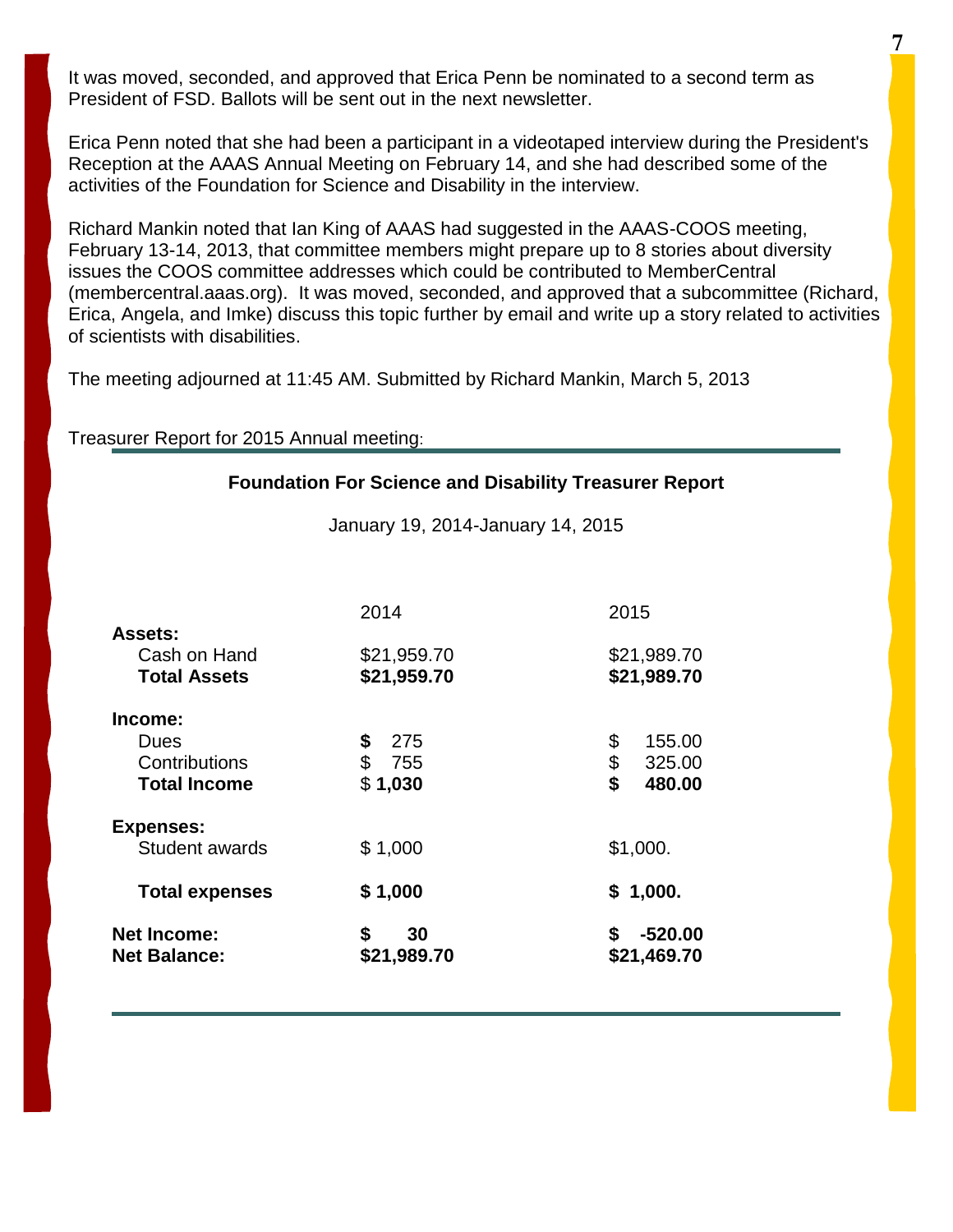It was moved, seconded, and approved that Erica Penn be nominated to a second term as President of FSD. Ballots will be sent out in the next newsletter.

Erica Penn noted that she had been a participant in a videotaped interview during the President's Reception at the AAAS Annual Meeting on February 14, and she had described some of the activities of the Foundation for Science and Disability in the interview.

Richard Mankin noted that Ian King of AAAS had suggested in the AAAS-COOS meeting, February 13-14, 2013, that committee members might prepare up to 8 stories about diversity issues the COOS committee addresses which could be contributed to MemberCentral (membercentral.aaas.org). It was moved, seconded, and approved that a subcommittee (Richard, Erica, Angela, and Imke) discuss this topic further by email and write up a story related to activities of scientists with disabilities.

The meeting adjourned at 11:45 AM. Submitted by Richard Mankin, March 5, 2013

Treasurer Report for 2015 Annual meeting:

**Foundation For Science and Disability Treasurer Report**

January 19, 2014-January 14, 2015

| | 2014 | 2015 |
|---|---|---|
| **Assets:** | | |
| Cash on Hand | $21,959.70 | $21,989.70 |
| **Total Assets** | **$21,959.70** | **$21,989.70** |
| **Income:** | | |
| Dues | $ 275 | $ 155.00 |
| Contributions | $ 755 | $ 325.00 |
| **Total Income** | $ **1,030** | **$ 480.00** |
| **Expenses:** | | |
| Student awards | $ 1,000 | $1,000. |
| **Total expenses** | **$ 1,000** | **$ 1,000.** |
| **Net Income:** | **$ 30** | **$ -520.00** |
| **Net Balance:** | **$21,989.70** | **$21,469.70** |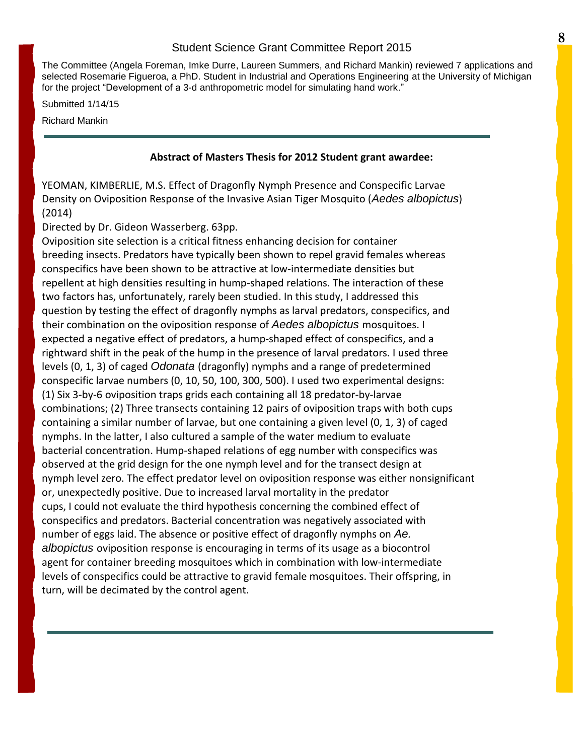## Student Science Grant Committee Report 2015

The Committee (Angela Foreman, Imke Durre, Laureen Summers, and Richard Mankin) reviewed 7 applications and selected Rosemarie Figueroa, a PhD. Student in Industrial and Operations Engineering at the University of Michigan for the project "Development of a 3-d anthropometric model for simulating hand work."

Submitted 1/14/15

Richard Mankin

---

**Abstract of Masters Thesis for 2012 Student grant awardee:**

YEOMAN, KIMBERLIE, M.S. Effect of Dragonfly Nymph Presence and Conspecific Larvae Density on Oviposition Response of the Invasive Asian Tiger Mosquito (*Aedes albopictus*) (2014)

Directed by Dr. Gideon Wasserberg. 63pp.

Oviposition site selection is a critical fitness enhancing decision for container breeding insects. Predators have typically been shown to repel gravid females whereas conspecifics have been shown to be attractive at low-intermediate densities but repellent at high densities resulting in hump-shaped relations. The interaction of these two factors has, unfortunately, rarely been studied. In this study, I addressed this question by testing the effect of dragonfly nymphs as larval predators, conspecifics, and their combination on the oviposition response of *Aedes albopictus* mosquitoes. I expected a negative effect of predators, a hump-shaped effect of conspecifics, and a rightward shift in the peak of the hump in the presence of larval predators. I used three levels (0, 1, 3) of caged *Odonata* (dragonfly) nymphs and a range of predetermined conspecific larvae numbers (0, 10, 50, 100, 300, 500). I used two experimental designs: (1) Six 3-by-6 oviposition traps grids each containing all 18 predator-by-larvae combinations; (2) Three transects containing 12 pairs of oviposition traps with both cups containing a similar number of larvae, but one containing a given level (0, 1, 3) of caged nymphs. In the latter, I also cultured a sample of the water medium to evaluate bacterial concentration. Hump-shaped relations of egg number with conspecifics was observed at the grid design for the one nymph level and for the transect design at nymph level zero. The effect predator level on oviposition response was either nonsignificant or, unexpectedly positive. Due to increased larval mortality in the predator cups, I could not evaluate the third hypothesis concerning the combined effect of conspecifics and predators. Bacterial concentration was negatively associated with number of eggs laid. The absence or positive effect of dragonfly nymphs on *Ae. albopictus* oviposition response is encouraging in terms of its usage as a biocontrol agent for container breeding mosquitoes which in combination with low-intermediate levels of conspecifics could be attractive to gravid female mosquitoes. Their offspring, in turn, will be decimated by the control agent.

---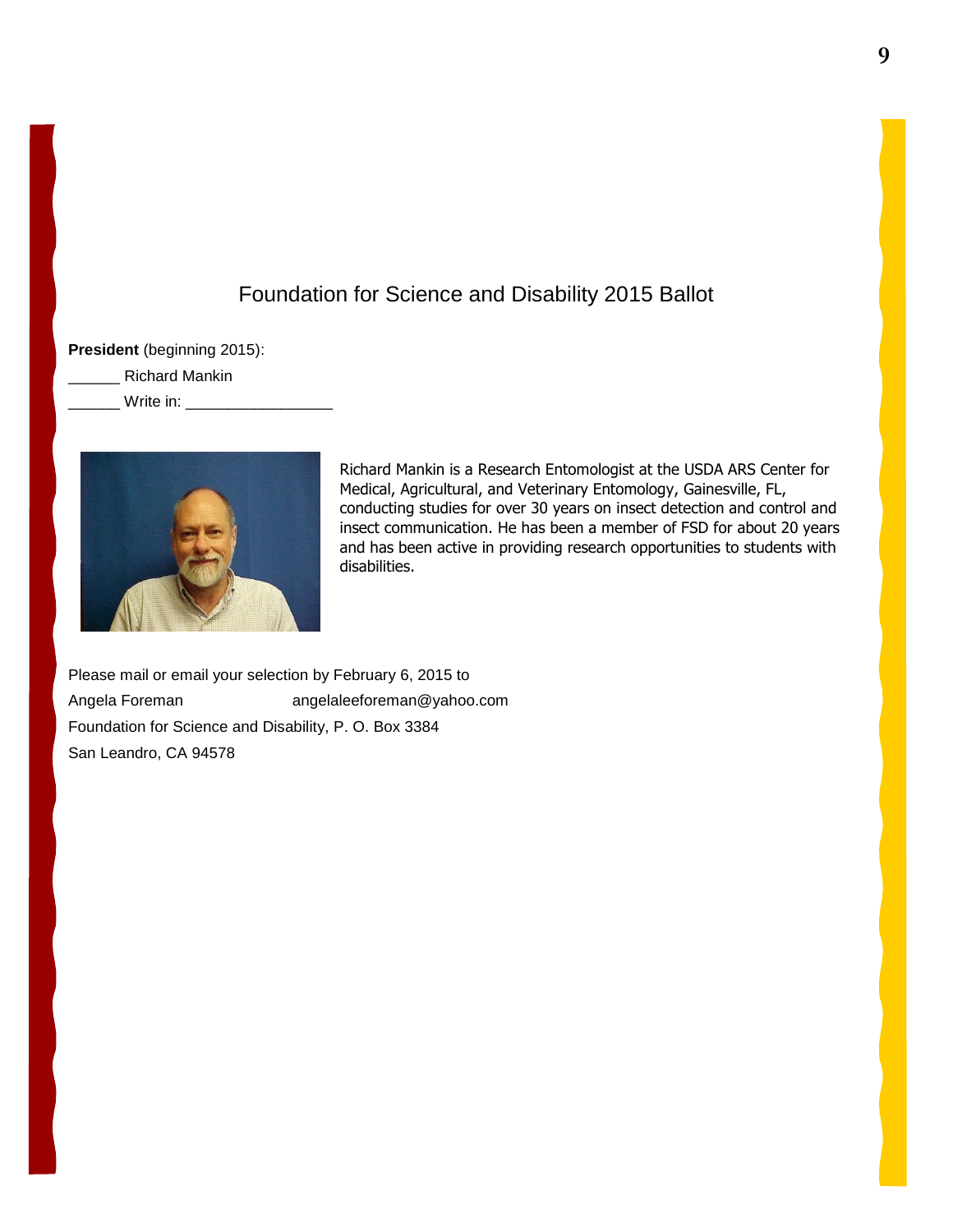# Foundation for Science and Disability 2015 Ballot

**President** (beginning 2015):

______ Richard Mankin

______ Write in: _________________

Richard Mankin is a Research Entomologist at the USDA ARS Center for Medical, Agricultural, and Veterinary Entomology, Gainesville, FL, conducting studies for over 30 years on insect detection and control and insect communication. He has been a member of FSD for about 20 years and has been active in providing research opportunities to students with disabilities.

Please mail or email your selection by February 6, 2015 to

Angela Foreman angelaleeforeman@yahoo.com

Foundation for Science and Disability, P. O. Box 3384

San Leandro, CA 94578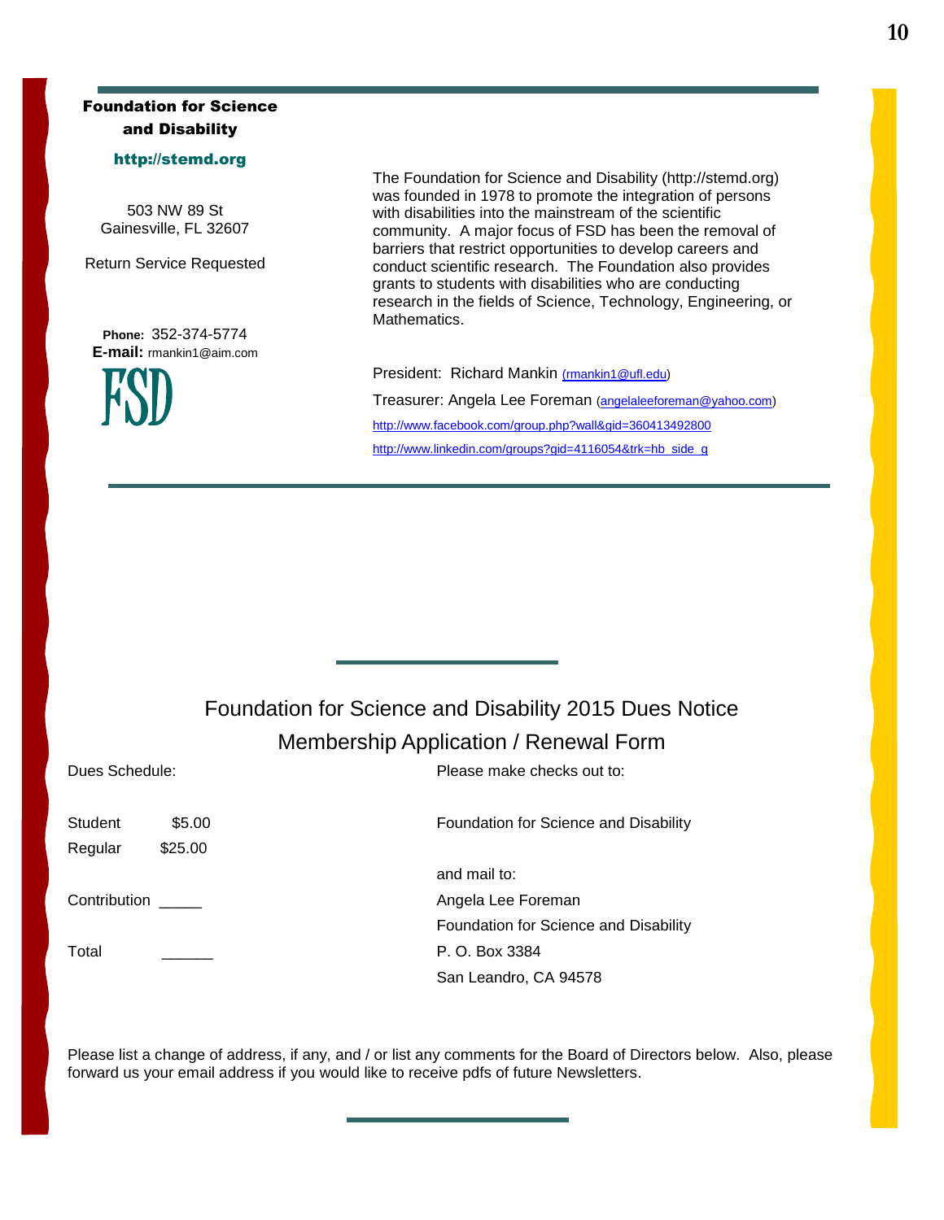**Foundation for Science and Disability**

**http://stemd.org**

503 NW 89 St
Gainesville, FL 32607

Return Service Requested

**Phone:** 352-374-5774
**E-mail:** rmankin1@aim.com

FSD

The Foundation for Science and Disability (http://stemd.org) was founded in 1978 to promote the integration of persons with disabilities into the mainstream of the scientific community. A major focus of FSD has been the removal of barriers that restrict opportunities to develop careers and conduct scientific research. The Foundation also provides grants to students with disabilities who are conducting research in the fields of Science, Technology, Engineering, or Mathematics.

President: Richard Mankin (rmankin1@ufl.edu)

Treasurer: Angela Lee Foreman (angelaleeforeman@yahoo.com)

http://www.facebook.com/group.php?wall&gid=360413492800

http://www.linkedin.com/groups?gid=4116054&trk=hb_side_g

---

## Foundation for Science and Disability 2015 Dues Notice

## Membership Application / Renewal Form

Dues Schedule:

Student $5.00

Regular $25.00

Contribution _____

Total ______

Please make checks out to:

Foundation for Science and Disability

and mail to:

Angela Lee Foreman
Foundation for Science and Disability
P. O. Box 3384
San Leandro, CA 94578

Please list a change of address, if any, and / or list any comments for the Board of Directors below. Also, please forward us your email address if you would like to receive pdfs of future Newsletters.